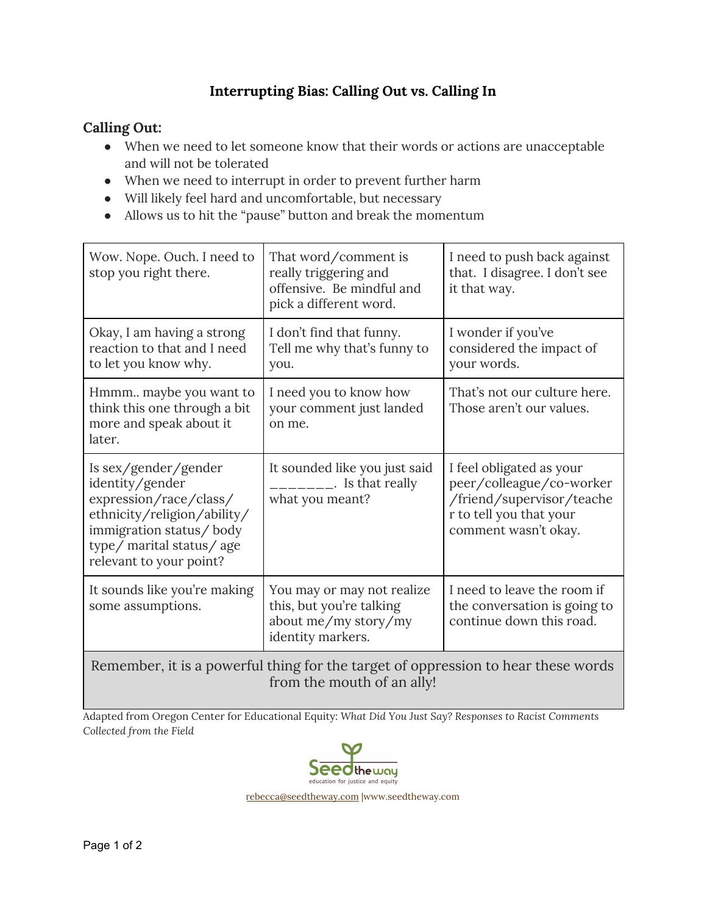# Interrupting Bias: Calling Out vs. Calling In

## Calling Out:

- When we need to let someone know that their words or actions are unacceptable and will not be tolerated
- When we need to interrupt in order to prevent further harm
- Will likely feel hard and uncomfortable, but necessary
- Allows us to hit the "pause" button and break the momentum

| | | |
|---|---|---|
| Wow. Nope. Ouch. I need to stop you right there. | That word/comment is really triggering and offensive. Be mindful and pick a different word. | I need to push back against that. I disagree. I don't see it that way. |
| Okay, I am having a strong reaction to that and I need to let you know why. | I don't find that funny. Tell me why that's funny to you. | I wonder if you've considered the impact of your words. |
| Hmmm.. maybe you want to think this one through a bit more and speak about it later. | I need you to know how your comment just landed on me. | That's not our culture here. Those aren't our values. |
| Is sex/gender/gender identity/gender expression/race/class/ ethnicity/religion/ability/ immigration status/ body type/ marital status/ age relevant to your point? | It sounded like you just said _______. Is that really what you meant? | I feel obligated as your peer/colleague/co-worker /friend/supervisor/teacher to tell you that your comment wasn't okay. |
| It sounds like you're making some assumptions. | You may or may not realize this, but you're talking about me/my story/my identity markers. | I need to leave the room if the conversation is going to continue down this road. |

Remember, it is a powerful thing for the target of oppression to hear these words from the mouth of an ally!

Adapted from Oregon Center for Educational Equity: *What Did You Just Say? Responses to Racist Comments Collected from the Field*

Seed the way — education for justice and equity

rebecca@seedtheway.com | www.seedtheway.com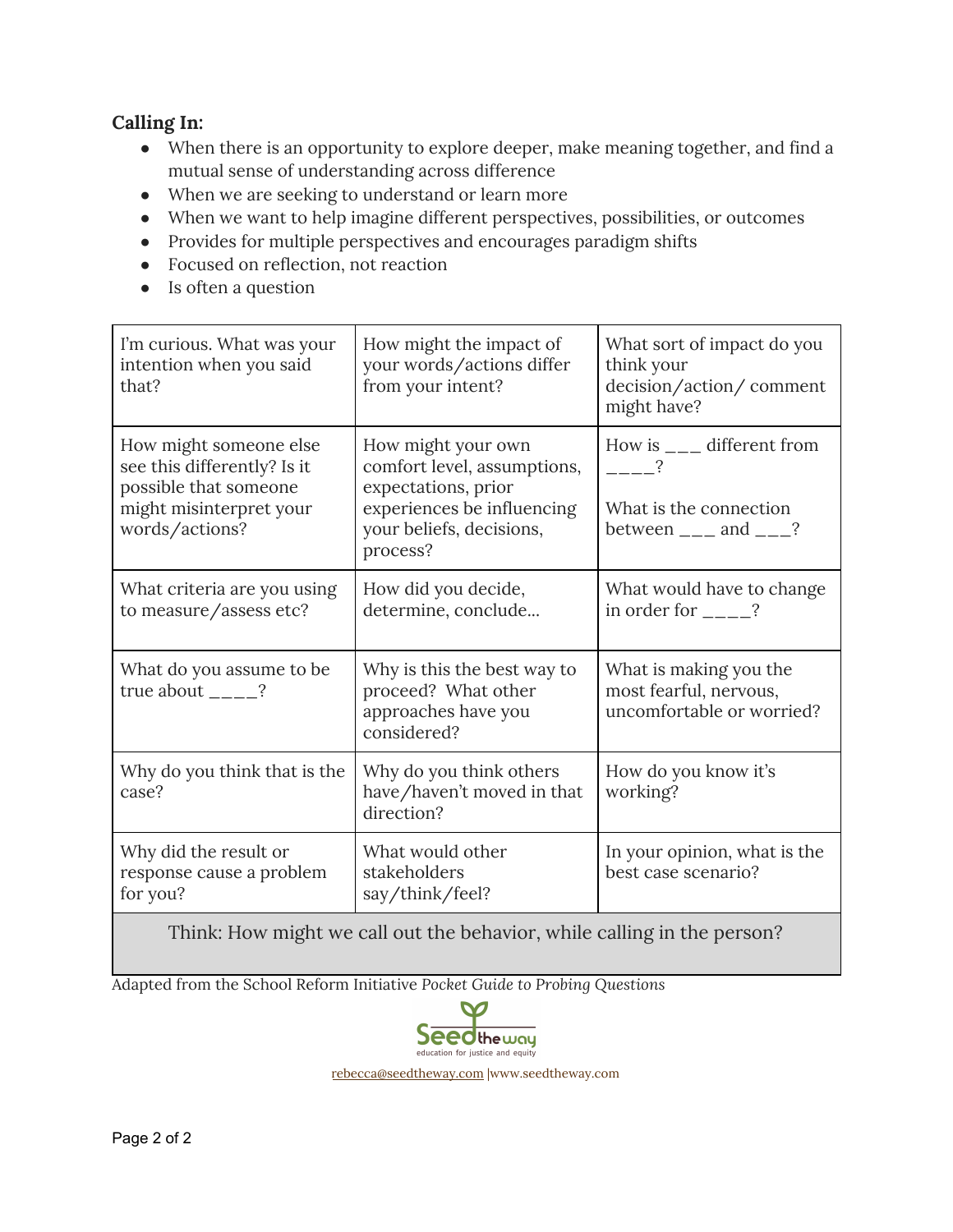**Calling In:**

- When there is an opportunity to explore deeper, make meaning together, and find a mutual sense of understanding across difference
- When we are seeking to understand or learn more
- When we want to help imagine different perspectives, possibilities, or outcomes
- Provides for multiple perspectives and encourages paradigm shifts
- Focused on reflection, not reaction
- Is often a question

| | | |
|---|---|---|
| I'm curious. What was your intention when you said that? | How might the impact of your words/actions differ from your intent? | What sort of impact do you think your decision/action/ comment might have? |
| How might someone else see this differently? Is it possible that someone might misinterpret your words/actions? | How might your own comfort level, assumptions, expectations, prior experiences be influencing your beliefs, decisions, process? | How is ___ different from ____?<br><br>What is the connection between ___ and ___? |
| What criteria are you using to measure/assess etc? | How did you decide, determine, conclude... | What would have to change in order for ____? |
| What do you assume to be true about ____? | Why is this the best way to proceed? What other approaches have you considered? | What is making you the most fearful, nervous, uncomfortable or worried? |
| Why do you think that is the case? | Why do you think others have/haven't moved in that direction? | How do you know it's working? |
| Why did the result or response cause a problem for you? | What would other stakeholders say/think/feel? | In your opinion, what is the best case scenario? |
| Think: How might we call out the behavior, while calling in the person? | | |

Adapted from the School Reform Initiative *Pocket Guide to Probing Questions*

Seed the way
education for justice and equity

rebecca@seedtheway.com |www.seedtheway.com